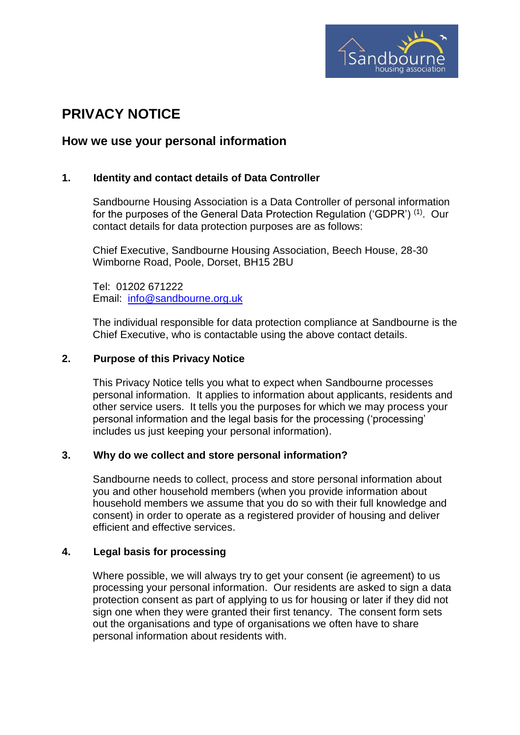# PRIVACY NOTICE

## How we use your personal information

### 1. Identity and contact details of Data Controller

Sandbourne Housing Association is a Data Controller of personal information for the purposes of the General Data Protection Regulation ('GDPR') [(1)]. Our contact details for data protection purposes are as follows:

Chief Executive, Sandbourne Housing Association, Beech House, 28-30 Wimborne Road, Poole, Dorset, BH15 2BU

Tel: 01202 671222
Email: info@sandbourne.org.uk

The individual responsible for data protection compliance at Sandbourne is the Chief Executive, who is contactable using the above contact details.

### 2. Purpose of this Privacy Notice

This Privacy Notice tells you what to expect when Sandbourne processes personal information. It applies to information about applicants, residents and other service users. It tells you the purposes for which we may process your personal information and the legal basis for the processing ('processing' includes us just keeping your personal information).

### 3. Why do we collect and store personal information?

Sandbourne needs to collect, process and store personal information about you and other household members (when you provide information about household members we assume that you do so with their full knowledge and consent) in order to operate as a registered provider of housing and deliver efficient and effective services.

### 4. Legal basis for processing

Where possible, we will always try to get your consent (ie agreement) to us processing your personal information. Our residents are asked to sign a data protection consent as part of applying to us for housing or later if they did not sign one when they were granted their first tenancy. The consent form sets out the organisations and type of organisations we often have to share personal information about residents with.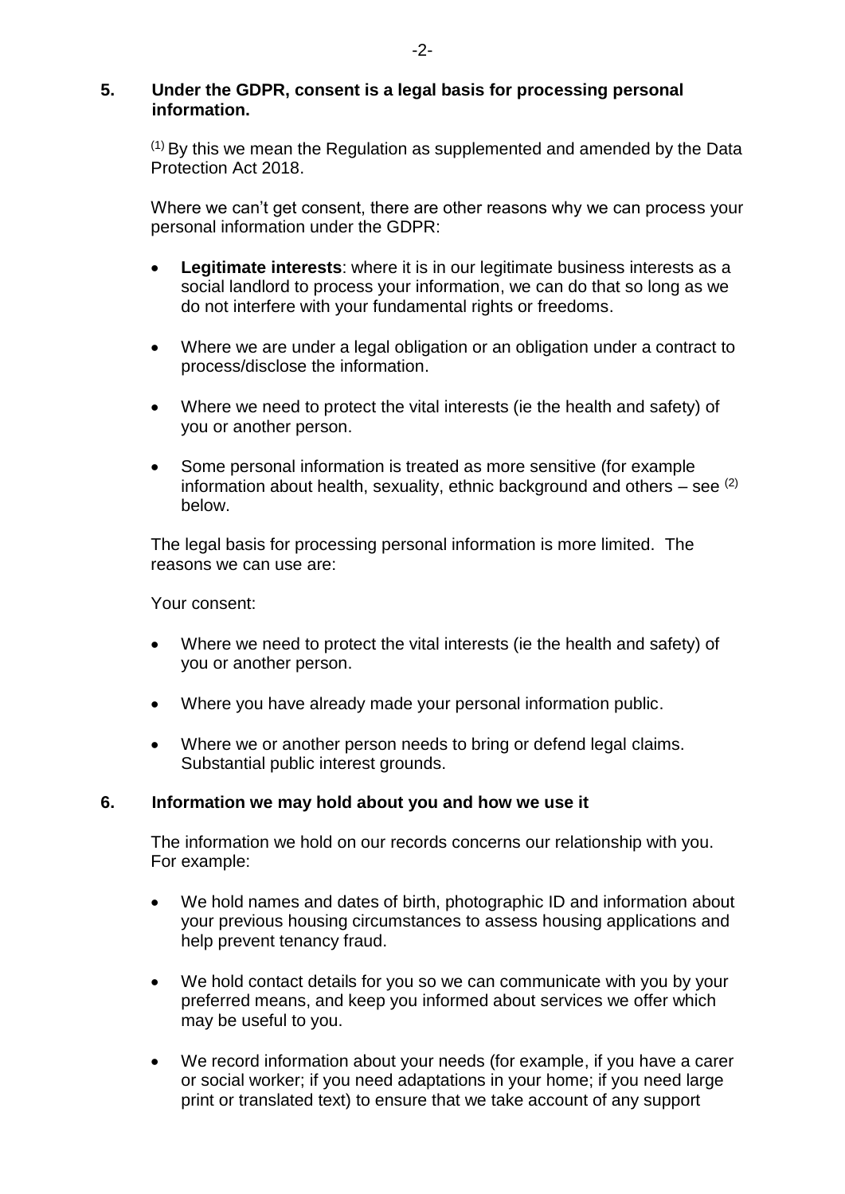## 5. Under the GDPR, consent is a legal basis for processing personal information.

[1] By this we mean the Regulation as supplemented and amended by the Data Protection Act 2018.

Where we can't get consent, there are other reasons why we can process your personal information under the GDPR:

- **Legitimate interests**: where it is in our legitimate business interests as a social landlord to process your information, we can do that so long as we do not interfere with your fundamental rights or freedoms.
- Where we are under a legal obligation or an obligation under a contract to process/disclose the information.
- Where we need to protect the vital interests (ie the health and safety) of you or another person.
- Some personal information is treated as more sensitive (for example information about health, sexuality, ethnic background and others – see [2] below.

The legal basis for processing personal information is more limited. The reasons we can use are:

Your consent:

- Where we need to protect the vital interests (ie the health and safety) of you or another person.
- Where you have already made your personal information public.
- Where we or another person needs to bring or defend legal claims. Substantial public interest grounds.

## 6. Information we may hold about you and how we use it

The information we hold on our records concerns our relationship with you. For example:

- We hold names and dates of birth, photographic ID and information about your previous housing circumstances to assess housing applications and help prevent tenancy fraud.
- We hold contact details for you so we can communicate with you by your preferred means, and keep you informed about services we offer which may be useful to you.
- We record information about your needs (for example, if you have a carer or social worker; if you need adaptations in your home; if you need large print or translated text) to ensure that we take account of any support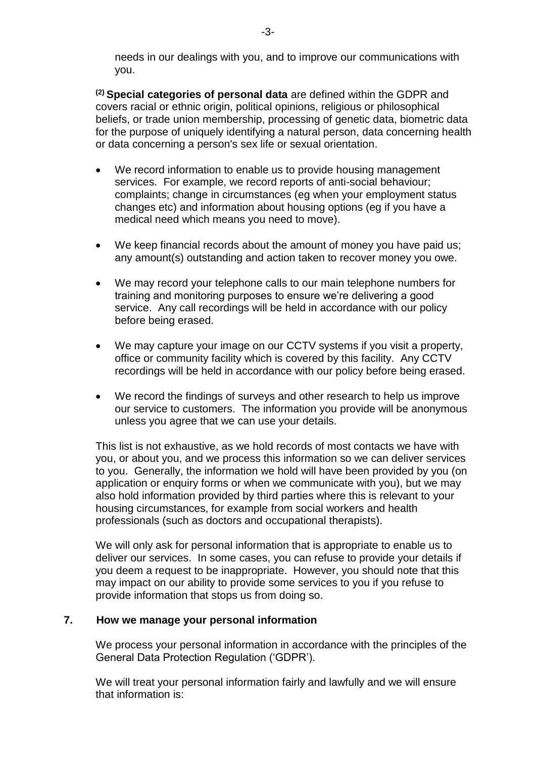needs in our dealings with you, and to improve our communications with you.

[(2)] **Special categories of personal data** are defined within the GDPR and covers racial or ethnic origin, political opinions, religious or philosophical beliefs, or trade union membership, processing of genetic data, biometric data for the purpose of uniquely identifying a natural person, data concerning health or data concerning a person's sex life or sexual orientation.

- We record information to enable us to provide housing management services. For example, we record reports of anti-social behaviour; complaints; change in circumstances (eg when your employment status changes etc) and information about housing options (eg if you have a medical need which means you need to move).
- We keep financial records about the amount of money you have paid us; any amount(s) outstanding and action taken to recover money you owe.
- We may record your telephone calls to our main telephone numbers for training and monitoring purposes to ensure we're delivering a good service. Any call recordings will be held in accordance with our policy before being erased.
- We may capture your image on our CCTV systems if you visit a property, office or community facility which is covered by this facility. Any CCTV recordings will be held in accordance with our policy before being erased.
- We record the findings of surveys and other research to help us improve our service to customers. The information you provide will be anonymous unless you agree that we can use your details.

This list is not exhaustive, as we hold records of most contacts we have with you, or about you, and we process this information so we can deliver services to you. Generally, the information we hold will have been provided by you (on application or enquiry forms or when we communicate with you), but we may also hold information provided by third parties where this is relevant to your housing circumstances, for example from social workers and health professionals (such as doctors and occupational therapists).

We will only ask for personal information that is appropriate to enable us to deliver our services. In some cases, you can refuse to provide your details if you deem a request to be inappropriate. However, you should note that this may impact on our ability to provide some services to you if you refuse to provide information that stops us from doing so.

## 7. How we manage your personal information

We process your personal information in accordance with the principles of the General Data Protection Regulation ('GDPR').

We will treat your personal information fairly and lawfully and we will ensure that information is: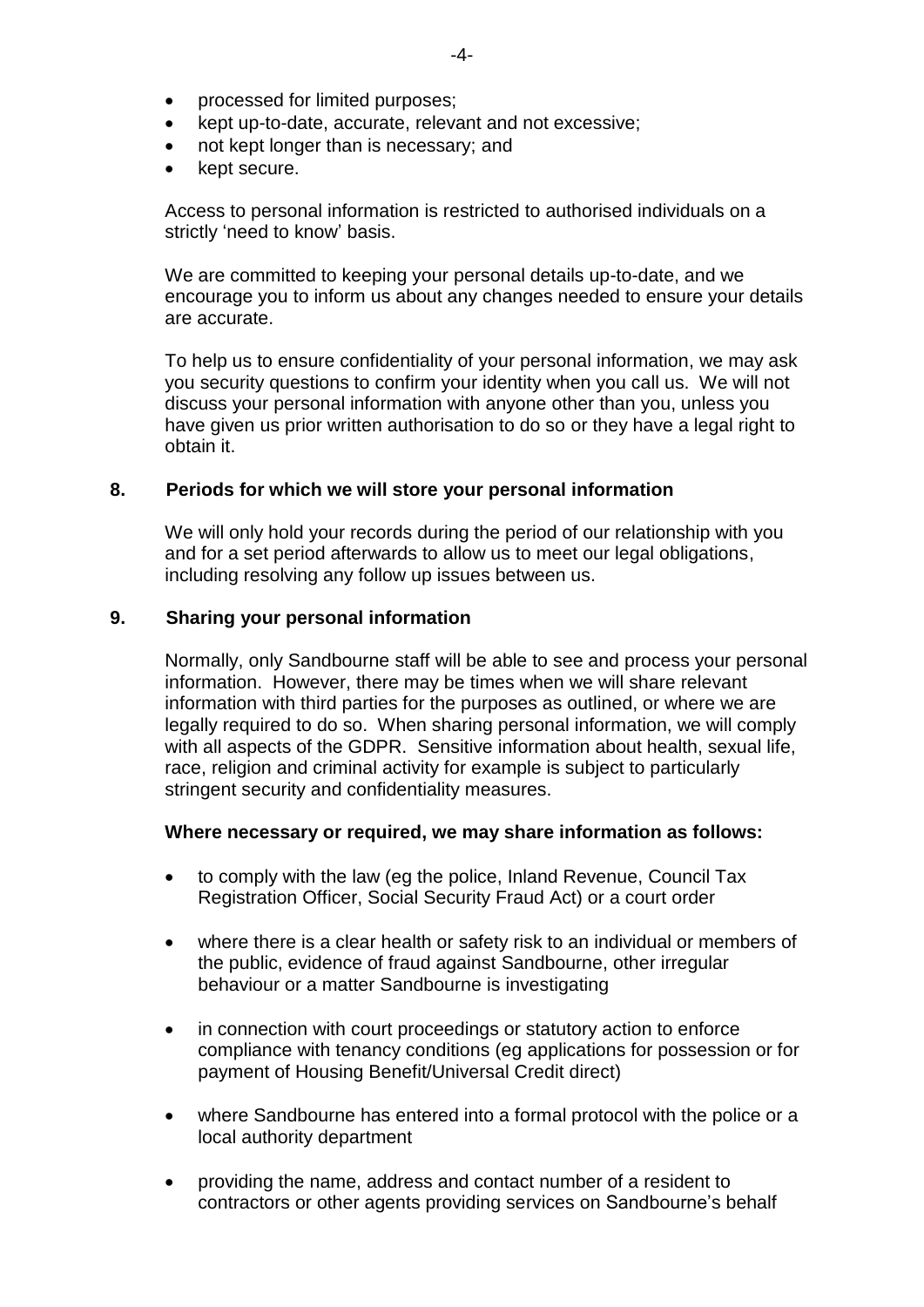- processed for limited purposes;
- kept up-to-date, accurate, relevant and not excessive;
- not kept longer than is necessary; and
- kept secure.

Access to personal information is restricted to authorised individuals on a strictly 'need to know' basis.

We are committed to keeping your personal details up-to-date, and we encourage you to inform us about any changes needed to ensure your details are accurate.

To help us to ensure confidentiality of your personal information, we may ask you security questions to confirm your identity when you call us. We will not discuss your personal information with anyone other than you, unless you have given us prior written authorisation to do so or they have a legal right to obtain it.

## 8. Periods for which we will store your personal information

We will only hold your records during the period of our relationship with you and for a set period afterwards to allow us to meet our legal obligations, including resolving any follow up issues between us.

## 9. Sharing your personal information

Normally, only Sandbourne staff will be able to see and process your personal information. However, there may be times when we will share relevant information with third parties for the purposes as outlined, or where we are legally required to do so. When sharing personal information, we will comply with all aspects of the GDPR. Sensitive information about health, sexual life, race, religion and criminal activity for example is subject to particularly stringent security and confidentiality measures.

**Where necessary or required, we may share information as follows:**

- to comply with the law (eg the police, Inland Revenue, Council Tax Registration Officer, Social Security Fraud Act) or a court order

- where there is a clear health or safety risk to an individual or members of the public, evidence of fraud against Sandbourne, other irregular behaviour or a matter Sandbourne is investigating

- in connection with court proceedings or statutory action to enforce compliance with tenancy conditions (eg applications for possession or for payment of Housing Benefit/Universal Credit direct)

- where Sandbourne has entered into a formal protocol with the police or a local authority department

- providing the name, address and contact number of a resident to contractors or other agents providing services on Sandbourne's behalf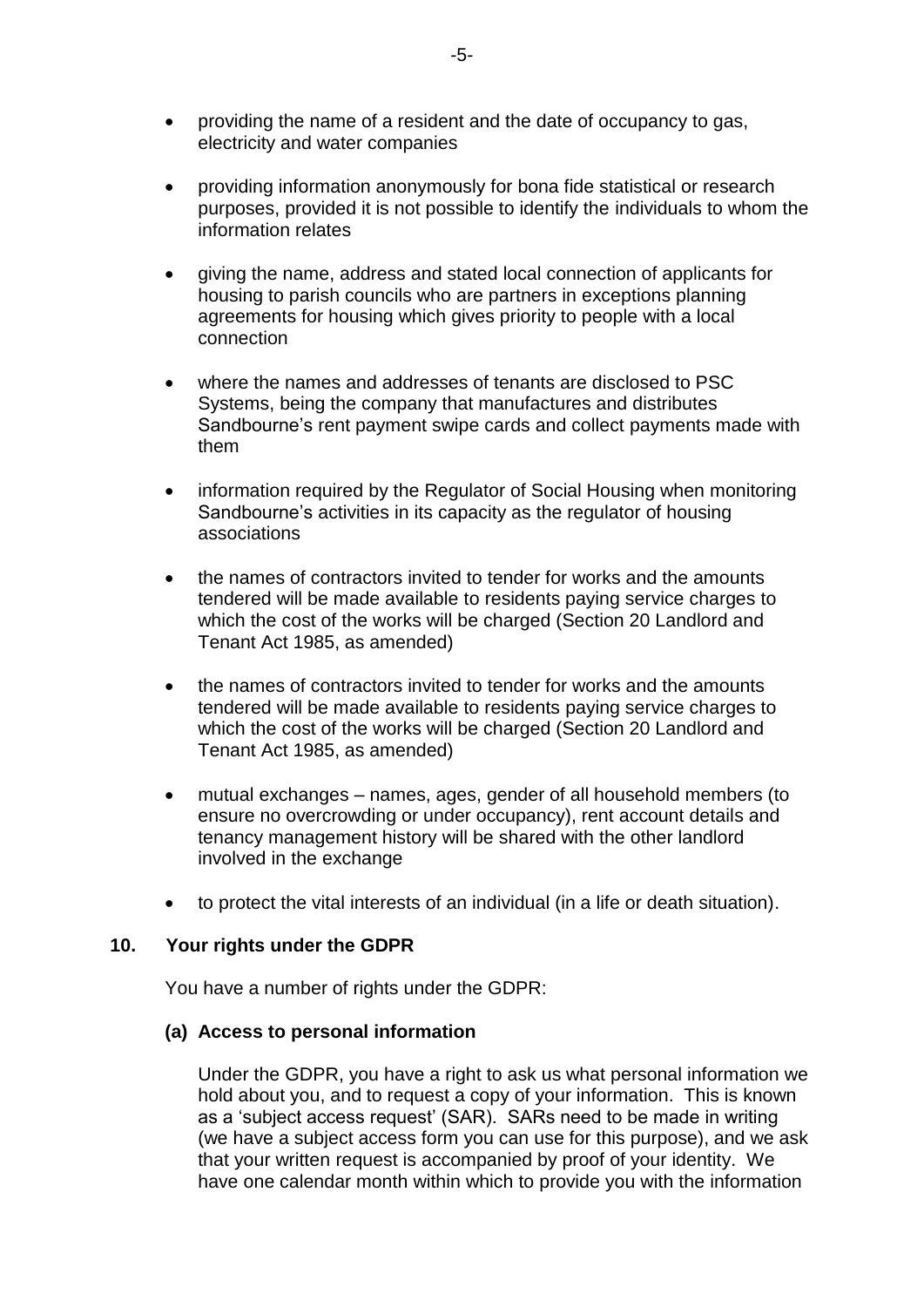- providing the name of a resident and the date of occupancy to gas, electricity and water companies

- providing information anonymously for bona fide statistical or research purposes, provided it is not possible to identify the individuals to whom the information relates

- giving the name, address and stated local connection of applicants for housing to parish councils who are partners in exceptions planning agreements for housing which gives priority to people with a local connection

- where the names and addresses of tenants are disclosed to PSC Systems, being the company that manufactures and distributes Sandbourne's rent payment swipe cards and collect payments made with them

- information required by the Regulator of Social Housing when monitoring Sandbourne's activities in its capacity as the regulator of housing associations

- the names of contractors invited to tender for works and the amounts tendered will be made available to residents paying service charges to which the cost of the works will be charged (Section 20 Landlord and Tenant Act 1985, as amended)

- the names of contractors invited to tender for works and the amounts tendered will be made available to residents paying service charges to which the cost of the works will be charged (Section 20 Landlord and Tenant Act 1985, as amended)

- mutual exchanges – names, ages, gender of all household members (to ensure no overcrowding or under occupancy), rent account details and tenancy management history will be shared with the other landlord involved in the exchange

- to protect the vital interests of an individual (in a life or death situation).

## 10. Your rights under the GDPR

You have a number of rights under the GDPR:

### (a) Access to personal information

Under the GDPR, you have a right to ask us what personal information we hold about you, and to request a copy of your information. This is known as a 'subject access request' (SAR). SARs need to be made in writing (we have a subject access form you can use for this purpose), and we ask that your written request is accompanied by proof of your identity. We have one calendar month within which to provide you with the information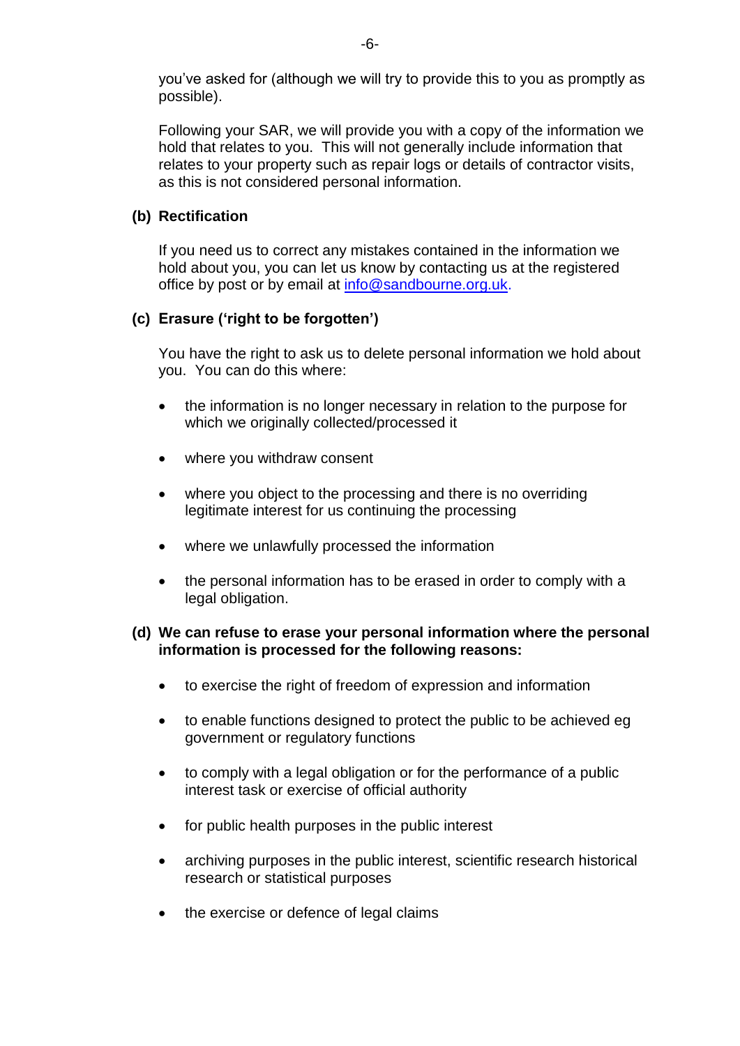you've asked for (although we will try to provide this to you as promptly as possible).

Following your SAR, we will provide you with a copy of the information we hold that relates to you. This will not generally include information that relates to your property such as repair logs or details of contractor visits, as this is not considered personal information.

**(b) Rectification**

If you need us to correct any mistakes contained in the information we hold about you, you can let us know by contacting us at the registered office by post or by email at [info@sandbourne.org.uk](mailto:info@sandbourne.org.uk).

**(c) Erasure ('right to be forgotten')**

You have the right to ask us to delete personal information we hold about you. You can do this where:

- the information is no longer necessary in relation to the purpose for which we originally collected/processed it
- where you withdraw consent
- where you object to the processing and there is no overriding legitimate interest for us continuing the processing
- where we unlawfully processed the information
- the personal information has to be erased in order to comply with a legal obligation.

**(d) We can refuse to erase your personal information where the personal information is processed for the following reasons:**

- to exercise the right of freedom of expression and information
- to enable functions designed to protect the public to be achieved eg government or regulatory functions
- to comply with a legal obligation or for the performance of a public interest task or exercise of official authority
- for public health purposes in the public interest
- archiving purposes in the public interest, scientific research historical research or statistical purposes
- the exercise or defence of legal claims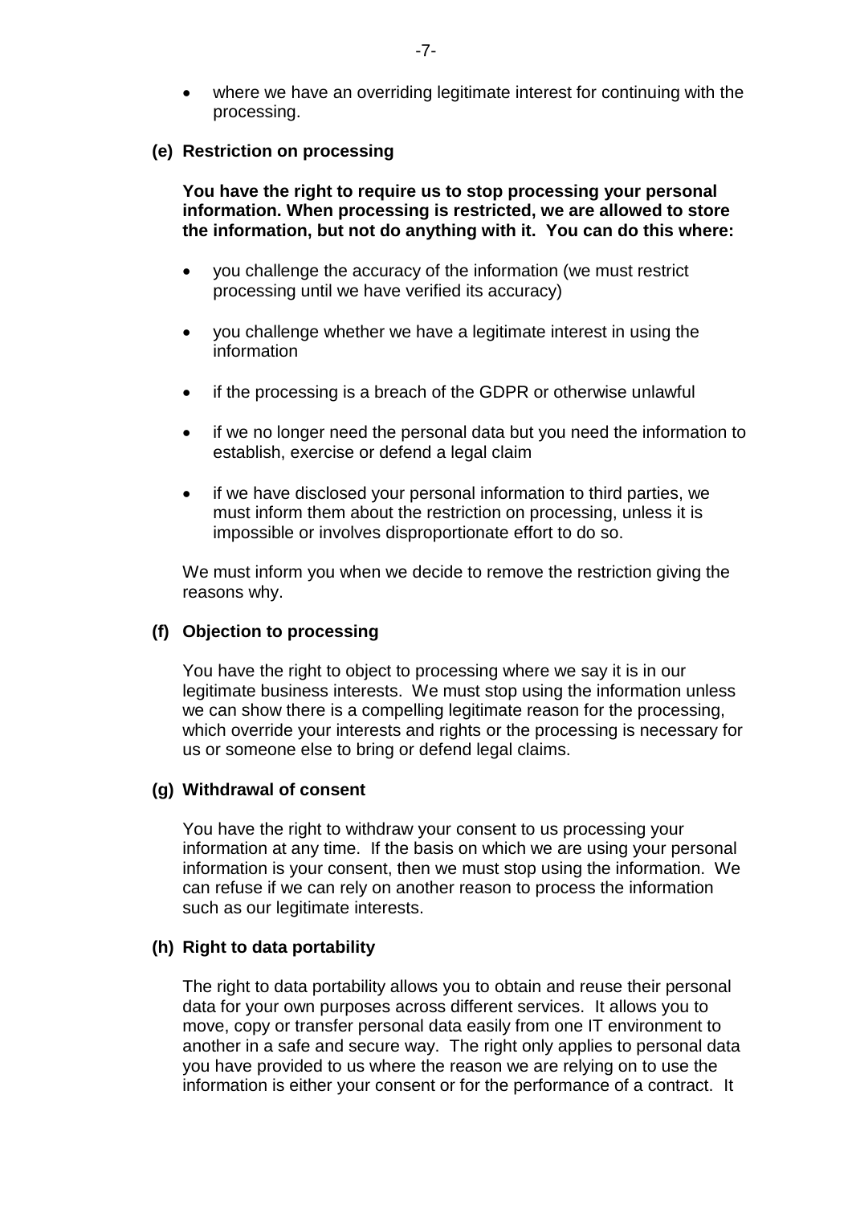- where we have an overriding legitimate interest for continuing with the processing.

**(e) Restriction on processing**

**You have the right to require us to stop processing your personal information. When processing is restricted, we are allowed to store the information, but not do anything with it. You can do this where:**

- you challenge the accuracy of the information (we must restrict processing until we have verified its accuracy)
- you challenge whether we have a legitimate interest in using the information
- if the processing is a breach of the GDPR or otherwise unlawful
- if we no longer need the personal data but you need the information to establish, exercise or defend a legal claim
- if we have disclosed your personal information to third parties, we must inform them about the restriction on processing, unless it is impossible or involves disproportionate effort to do so.

We must inform you when we decide to remove the restriction giving the reasons why.

**(f) Objection to processing**

You have the right to object to processing where we say it is in our legitimate business interests. We must stop using the information unless we can show there is a compelling legitimate reason for the processing, which override your interests and rights or the processing is necessary for us or someone else to bring or defend legal claims.

**(g) Withdrawal of consent**

You have the right to withdraw your consent to us processing your information at any time. If the basis on which we are using your personal information is your consent, then we must stop using the information. We can refuse if we can rely on another reason to process the information such as our legitimate interests.

**(h) Right to data portability**

The right to data portability allows you to obtain and reuse their personal data for your own purposes across different services. It allows you to move, copy or transfer personal data easily from one IT environment to another in a safe and secure way. The right only applies to personal data you have provided to us where the reason we are relying on to use the information is either your consent or for the performance of a contract. It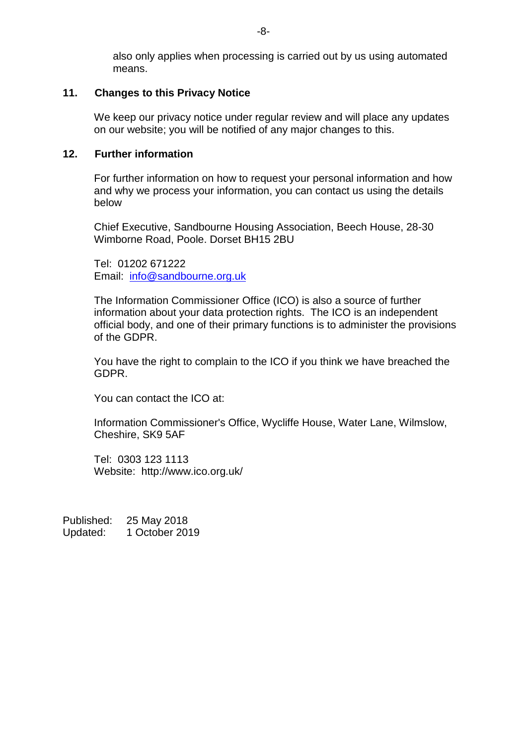also only applies when processing is carried out by us using automated means.

## 11. Changes to this Privacy Notice

We keep our privacy notice under regular review and will place any updates on our website; you will be notified of any major changes to this.

## 12. Further information

For further information on how to request your personal information and how and why we process your information, you can contact us using the details below

Chief Executive, Sandbourne Housing Association, Beech House, 28-30 Wimborne Road, Poole. Dorset BH15 2BU

Tel: 01202 671222
Email: info@sandbourne.org.uk

The Information Commissioner Office (ICO) is also a source of further information about your data protection rights. The ICO is an independent official body, and one of their primary functions is to administer the provisions of the GDPR.

You have the right to complain to the ICO if you think we have breached the GDPR.

You can contact the ICO at:

Information Commissioner's Office, Wycliffe House, Water Lane, Wilmslow, Cheshire, SK9 5AF

Tel: 0303 123 1113
Website: http://www.ico.org.uk/

Published: 25 May 2018
Updated: 1 October 2019